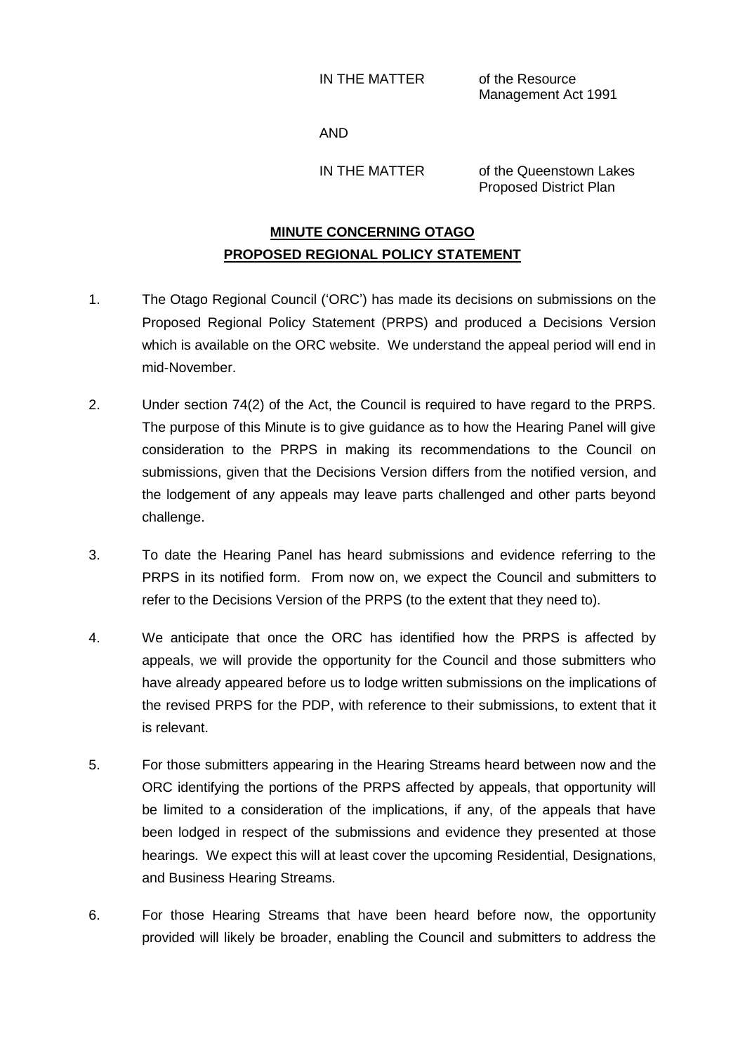IN THE MATTER of the Resource Management Act 1991

AND

IN THE MATTER of the Queenstown Lakes Proposed District Plan

## **MINUTE CONCERNING OTAGO PROPOSED REGIONAL POLICY STATEMENT**

1. The Otago Regional Council ('ORC') has made its decisions on submissions on the Proposed Regional Policy Statement (PRPS) and produced a Decisions Version which is available on the ORC website. We understand the appeal period will end in mid-November.

2. Under section 74(2) of the Act, the Council is required to have regard to the PRPS. The purpose of this Minute is to give guidance as to how the Hearing Panel will give consideration to the PRPS in making its recommendations to the Council on submissions, given that the Decisions Version differs from the notified version, and the lodgement of any appeals may leave parts challenged and other parts beyond challenge.

3. To date the Hearing Panel has heard submissions and evidence referring to the PRPS in its notified form. From now on, we expect the Council and submitters to refer to the Decisions Version of the PRPS (to the extent that they need to).

4. We anticipate that once the ORC has identified how the PRPS is affected by appeals, we will provide the opportunity for the Council and those submitters who have already appeared before us to lodge written submissions on the implications of the revised PRPS for the PDP, with reference to their submissions, to extent that it is relevant.

5. For those submitters appearing in the Hearing Streams heard between now and the ORC identifying the portions of the PRPS affected by appeals, that opportunity will be limited to a consideration of the implications, if any, of the appeals that have been lodged in respect of the submissions and evidence they presented at those hearings. We expect this will at least cover the upcoming Residential, Designations, and Business Hearing Streams.

6. For those Hearing Streams that have been heard before now, the opportunity provided will likely be broader, enabling the Council and submitters to address the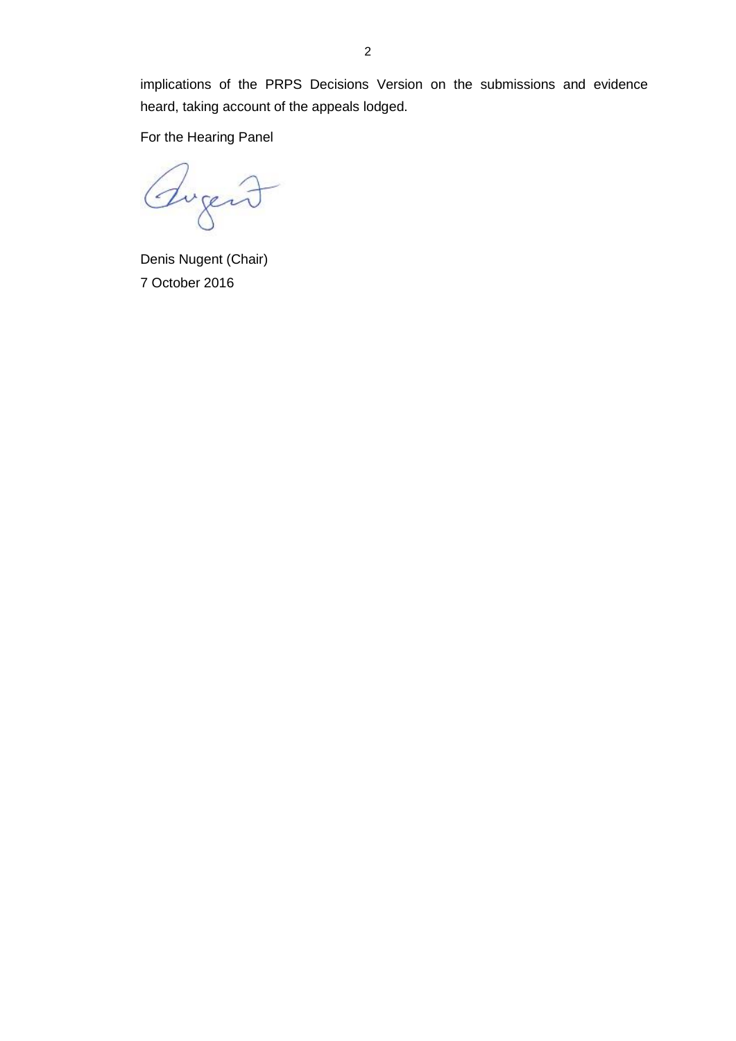implications of the PRPS Decisions Version on the submissions and evidence heard, taking account of the appeals lodged.

For the Hearing Panel

Denis Nugent (Chair)
7 October 2016